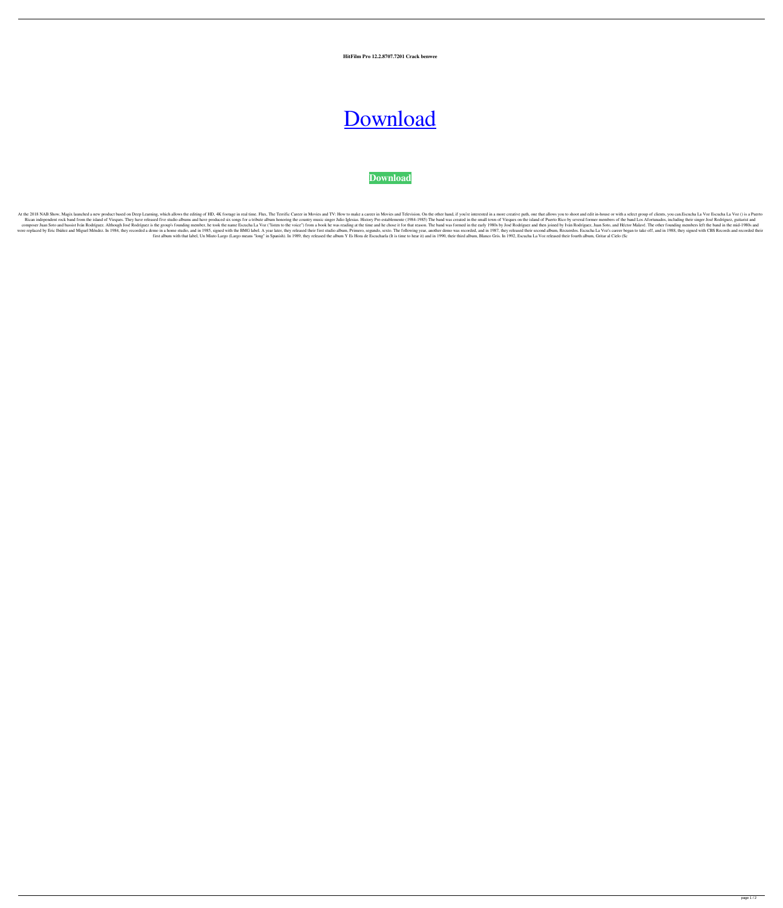**HitFilm Pro 12.2.8707.7201 Crack benwee**

# Download

**Download**

At the 2018 NAB Show, Magix launched a new product based on Deep Learning, which allows the editing of HD, 4K footage in real time. Flux, The Terrific Career in Movies and TV: How to make a career in Movies and Television. On the other hand, if you're interested in a more creative path, one that allows you to shoot and edit in-house or with a select group of clients, you can.Escucha La Voz Escucha La Voz () is a Puerto Rican independent rock band from the island of Vieques. They have released five studio albums and have produced six songs for a tribute album honoring the country music singer Julio Iglesias. History Pre-establemente (1984-1985) The band was created in the small town of Vieques on the island of Puerto Rico by several former members of the band Los Afortunados, including their singer José Rodríguez, guitarist and composer Juan Soto and bassist Iván Rodríguez. Although José Rodríguez is the group's founding member, he took the name Escucha La Voz ("listen to the voice") from a book he was reading at the time and he chose it for that reason. The band was formed in the early 1980s by José Rodríguez and then joined by Iván Rodríguez, Juan Soto, and Héctor Malavé. The other founding members left the band in the mid-1980s and were replaced by Eric Ibáñez and Miguel Méndez. In 1984, they recorded a demo in a home studio, and in 1985, signed with the BMG label. A year later, they released their first studio album, Primero, segundo, sexto. The following year, another demo was recorded, and in 1987, they released their second album, Recuerdos. Escucha La Voz's career began to take off, and in 1988, they signed with CBS Records and recorded their first album with that label, Un Miuto Largo (Largo means "long" in Spanish). In 1989, they released the album Y Es Hora de Escucharla (It is time to hear it) and in 1990, their third album, Blanco Gris. In 1992, Escucha La Voz released their fourth album, Gritar al Cielo (Sc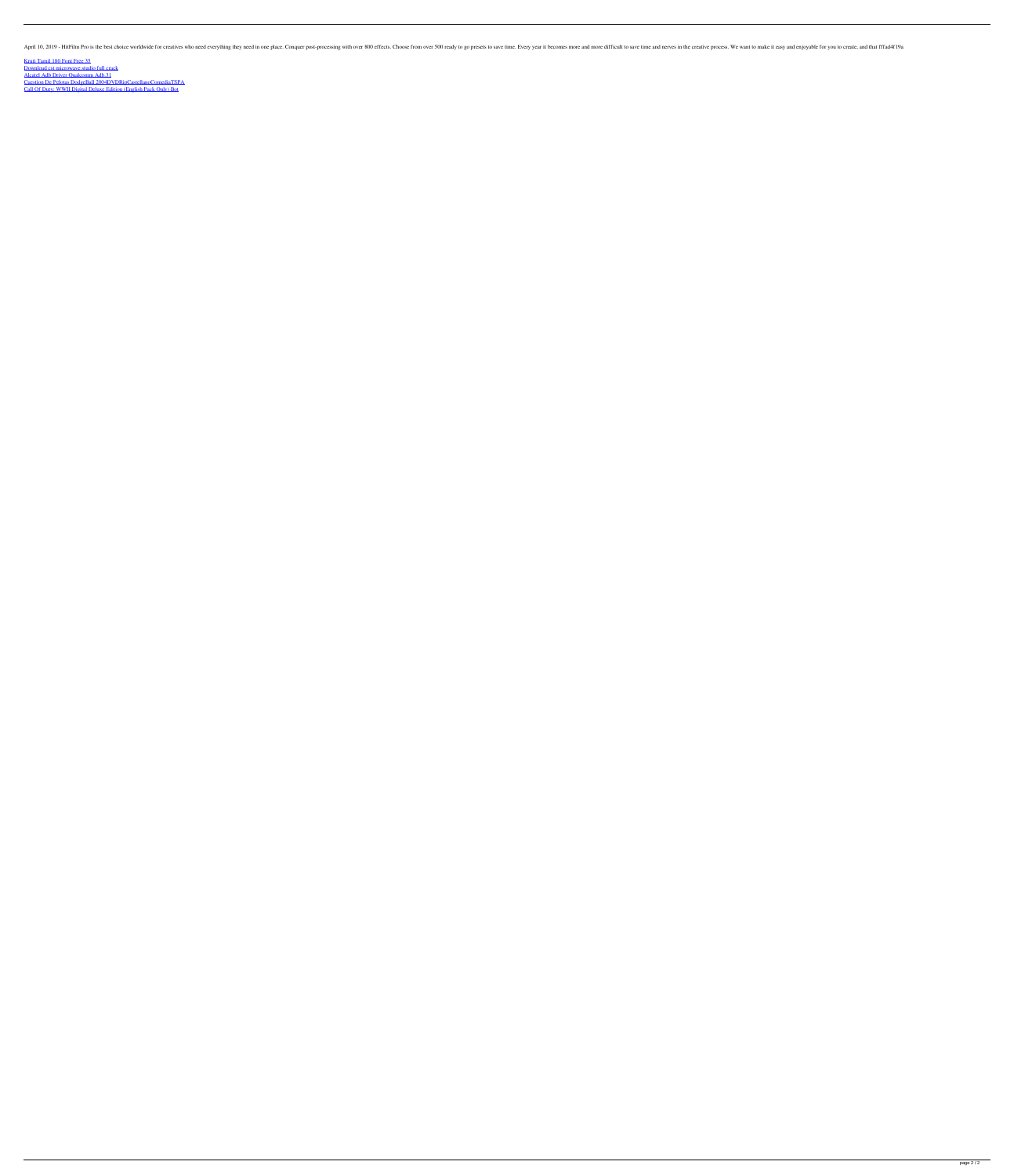April 10, 2019 - HitFilm Pro is the best choice worldwide for creatives who need everything they need in one place. Conquer post-processing with over 800 effects. Choose from over 500 ready to go presets to save time. Every year it becomes more and more difficult to save time and nerves in the creative process. We want to make it easy and enjoyable for you to create, and that fffad4f19a

Kruti Tamil 180 Font Free 35
Download cst microwave studio full crack
Alcatel Adb Driver Qualcomm Adb 31
Cuestion De Pelotas DodgeBall 2004DVDRipCastellanoComediaTSPA
Call Of Duty: WWII Digital Deluxe Edition (English Pack Only) Bot